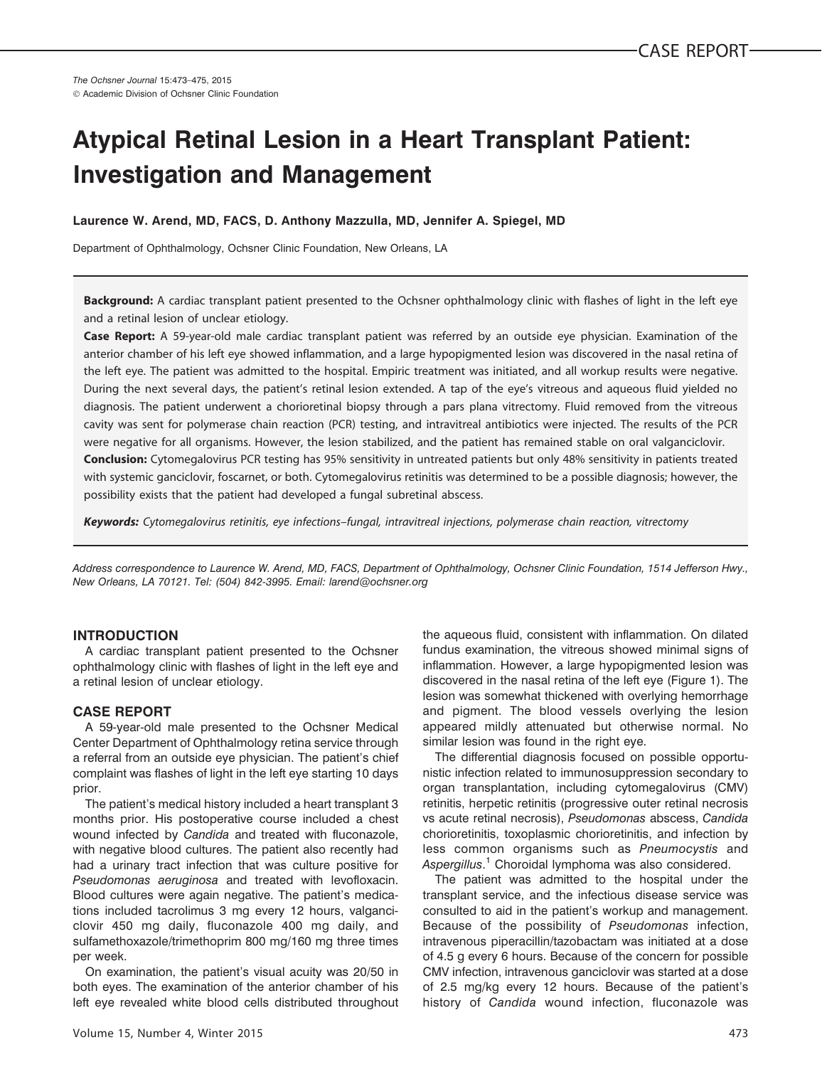CASE REPORT

*The Ochsner Journal* 15:473–475, 2015
© Academic Division of Ochsner Clinic Foundation

# Atypical Retinal Lesion in a Heart Transplant Patient: Investigation and Management

**Laurence W. Arend, MD, FACS, D. Anthony Mazzulla, MD, Jennifer A. Spiegel, MD**

Department of Ophthalmology, Ochsner Clinic Foundation, New Orleans, LA

**Background:** A cardiac transplant patient presented to the Ochsner ophthalmology clinic with flashes of light in the left eye and a retinal lesion of unclear etiology.

**Case Report:** A 59-year-old male cardiac transplant patient was referred by an outside eye physician. Examination of the anterior chamber of his left eye showed inflammation, and a large hypopigmented lesion was discovered in the nasal retina of the left eye. The patient was admitted to the hospital. Empiric treatment was initiated, and all workup results were negative. During the next several days, the patient's retinal lesion extended. A tap of the eye's vitreous and aqueous fluid yielded no diagnosis. The patient underwent a chorioretinal biopsy through a pars plana vitrectomy. Fluid removed from the vitreous cavity was sent for polymerase chain reaction (PCR) testing, and intravitreal antibiotics were injected. The results of the PCR were negative for all organisms. However, the lesion stabilized, and the patient has remained stable on oral valganciclovir.

**Conclusion:** Cytomegalovirus PCR testing has 95% sensitivity in untreated patients but only 48% sensitivity in patients treated with systemic ganciclovir, foscarnet, or both. Cytomegalovirus retinitis was determined to be a possible diagnosis; however, the possibility exists that the patient had developed a fungal subretinal abscess.

***Keywords:*** *Cytomegalovirus retinitis, eye infections–fungal, intravitreal injections, polymerase chain reaction, vitrectomy*

*Address correspondence to Laurence W. Arend, MD, FACS, Department of Ophthalmology, Ochsner Clinic Foundation, 1514 Jefferson Hwy., New Orleans, LA 70121. Tel: (504) 842-3995. Email: larend@ochsner.org*

## INTRODUCTION

A cardiac transplant patient presented to the Ochsner ophthalmology clinic with flashes of light in the left eye and a retinal lesion of unclear etiology.

## CASE REPORT

A 59-year-old male presented to the Ochsner Medical Center Department of Ophthalmology retina service through a referral from an outside eye physician. The patient's chief complaint was flashes of light in the left eye starting 10 days prior.

The patient's medical history included a heart transplant 3 months prior. His postoperative course included a chest wound infected by *Candida* and treated with fluconazole, with negative blood cultures. The patient also recently had had a urinary tract infection that was culture positive for *Pseudomonas aeruginosa* and treated with levofloxacin. Blood cultures were again negative. The patient's medications included tacrolimus 3 mg every 12 hours, valganciclovir 450 mg daily, fluconazole 400 mg daily, and sulfamethoxazole/trimethoprim 800 mg/160 mg three times per week.

On examination, the patient's visual acuity was 20/50 in both eyes. The examination of the anterior chamber of his left eye revealed white blood cells distributed throughout the aqueous fluid, consistent with inflammation. On dilated fundus examination, the vitreous showed minimal signs of inflammation. However, a large hypopigmented lesion was discovered in the nasal retina of the left eye (Figure 1). The lesion was somewhat thickened with overlying hemorrhage and pigment. The blood vessels overlying the lesion appeared mildly attenuated but otherwise normal. No similar lesion was found in the right eye.

The differential diagnosis focused on possible opportunistic infection related to immunosuppression secondary to organ transplantation, including cytomegalovirus (CMV) retinitis, herpetic retinitis (progressive outer retinal necrosis vs acute retinal necrosis), *Pseudomonas* abscess, *Candida* chorioretinitis, toxoplasmic chorioretinitis, and infection by less common organisms such as *Pneumocystis* and *Aspergillus*.[1] Choroidal lymphoma was also considered.

The patient was admitted to the hospital under the transplant service, and the infectious disease service was consulted to aid in the patient's workup and management. Because of the possibility of *Pseudomonas* infection, intravenous piperacillin/tazobactam was initiated at a dose of 4.5 g every 6 hours. Because of the concern for possible CMV infection, intravenous ganciclovir was started at a dose of 2.5 mg/kg every 12 hours. Because of the patient's history of *Candida* wound infection, fluconazole was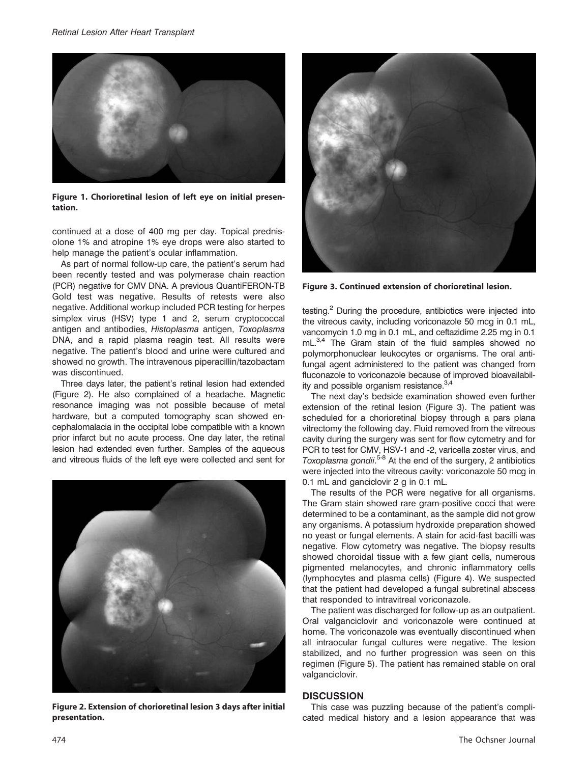Figure 1. Chorioretinal lesion of left eye on initial presentation.

continued at a dose of 400 mg per day. Topical prednisolone 1% and atropine 1% eye drops were also started to help manage the patient's ocular inflammation.

As part of normal follow-up care, the patient's serum had been recently tested and was polymerase chain reaction (PCR) negative for CMV DNA. A previous QuantiFERON-TB Gold test was negative. Results of retests were also negative. Additional workup included PCR testing for herpes simplex virus (HSV) type 1 and 2, serum cryptococcal antigen and antibodies, *Histoplasma* antigen, *Toxoplasma* DNA, and a rapid plasma reagin test. All results were negative. The patient's blood and urine were cultured and showed no growth. The intravenous piperacillin/tazobactam was discontinued.

Three days later, the patient's retinal lesion had extended (Figure 2). He also complained of a headache. Magnetic resonance imaging was not possible because of metal hardware, but a computed tomography scan showed encephalomalacia in the occipital lobe compatible with a known prior infarct but no acute process. One day later, the retinal lesion had extended even further. Samples of the aqueous and vitreous fluids of the left eye were collected and sent for testing.[2] During the procedure, antibiotics were injected into the vitreous cavity, including voriconazole 50 mcg in 0.1 mL, vancomycin 1.0 mg in 0.1 mL, and ceftazidime 2.25 mg in 0.1 mL.[3,4] The Gram stain of the fluid samples showed no polymorphonuclear leukocytes or organisms. The oral antifungal agent administered to the patient was changed from fluconazole to voriconazole because of improved bioavailability and possible organism resistance.[3,4]

Figure 2. Extension of chorioretinal lesion 3 days after initial presentation.

Figure 3. Continued extension of chorioretinal lesion.

The next day's bedside examination showed even further extension of the retinal lesion (Figure 3). The patient was scheduled for a chorioretinal biopsy through a pars plana vitrectomy the following day. Fluid removed from the vitreous cavity during the surgery was sent for flow cytometry and for PCR to test for CMV, HSV-1 and -2, varicella zoster virus, and *Toxoplasma gondii*.[5-8] At the end of the surgery, 2 antibiotics were injected into the vitreous cavity: voriconazole 50 mcg in 0.1 mL and ganciclovir 2 g in 0.1 mL.

The results of the PCR were negative for all organisms. The Gram stain showed rare gram-positive cocci that were determined to be a contaminant, as the sample did not grow any organisms. A potassium hydroxide preparation showed no yeast or fungal elements. A stain for acid-fast bacilli was negative. Flow cytometry was negative. The biopsy results showed choroidal tissue with a few giant cells, numerous pigmented melanocytes, and chronic inflammatory cells (lymphocytes and plasma cells) (Figure 4). We suspected that the patient had developed a fungal subretinal abscess that responded to intravitreal voriconazole.

The patient was discharged for follow-up as an outpatient. Oral valganciclovir and voriconazole were continued at home. The voriconazole was eventually discontinued when all intraocular fungal cultures were negative. The lesion stabilized, and no further progression was seen on this regimen (Figure 5). The patient has remained stable on oral valganciclovir.

## DISCUSSION

This case was puzzling because of the patient's complicated medical history and a lesion appearance that was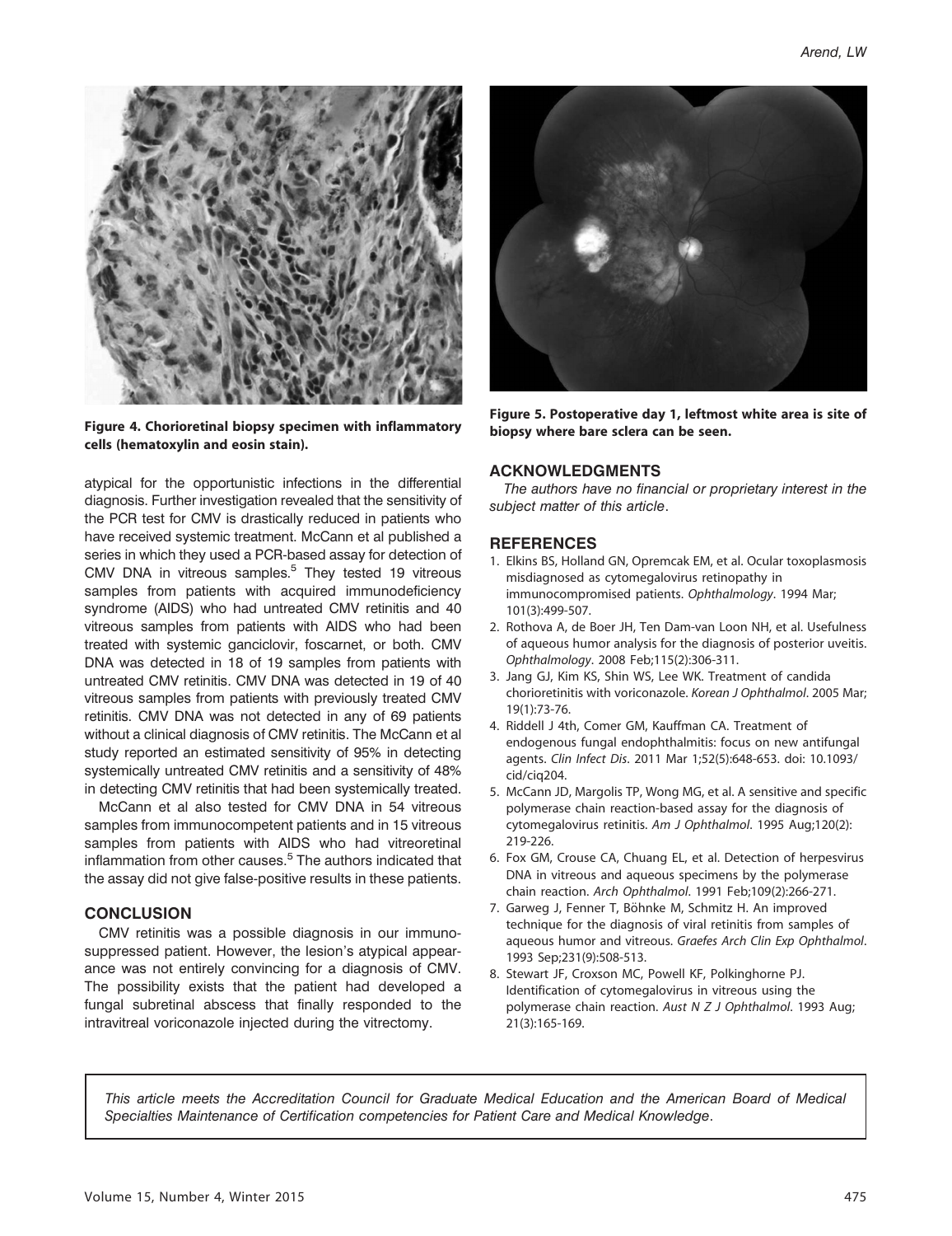Figure 4. Chorioretinal biopsy specimen with inflammatory cells (hematoxylin and eosin stain).

Figure 5. Postoperative day 1, leftmost white area is site of biopsy where bare sclera can be seen.

atypical for the opportunistic infections in the differential diagnosis. Further investigation revealed that the sensitivity of the PCR test for CMV is drastically reduced in patients who have received systemic treatment. McCann et al published a series in which they used a PCR-based assay for detection of CMV DNA in vitreous samples.[5] They tested 19 vitreous samples from patients with acquired immunodeficiency syndrome (AIDS) who had untreated CMV retinitis and 40 vitreous samples from patients with AIDS who had been treated with systemic ganciclovir, foscarnet, or both. CMV DNA was detected in 18 of 19 samples from patients with untreated CMV retinitis. CMV DNA was detected in 19 of 40 vitreous samples from patients with previously treated CMV retinitis. CMV DNA was not detected in any of 69 patients without a clinical diagnosis of CMV retinitis. The McCann et al study reported an estimated sensitivity of 95% in detecting systemically untreated CMV retinitis and a sensitivity of 48% in detecting CMV retinitis that had been systemically treated.

McCann et al also tested for CMV DNA in 54 vitreous samples from immunocompetent patients and in 15 vitreous samples from patients with AIDS who had vitreoretinal inflammation from other causes.[5] The authors indicated that the assay did not give false-positive results in these patients.

## CONCLUSION

CMV retinitis was a possible diagnosis in our immunosuppressed patient. However, the lesion's atypical appearance was not entirely convincing for a diagnosis of CMV. The possibility exists that the patient had developed a fungal subretinal abscess that finally responded to the intravitreal voriconazole injected during the vitrectomy.

## ACKNOWLEDGMENTS

*The authors have no financial or proprietary interest in the subject matter of this article.*

## REFERENCES

1. Elkins BS, Holland GN, Opremcak EM, et al. Ocular toxoplasmosis misdiagnosed as cytomegalovirus retinopathy in immunocompromised patients. *Ophthalmology*. 1994 Mar; 101(3):499-507.
2. Rothova A, de Boer JH, Ten Dam-van Loon NH, et al. Usefulness of aqueous humor analysis for the diagnosis of posterior uveitis. *Ophthalmology*. 2008 Feb;115(2):306-311.
3. Jang GJ, Kim KS, Shin WS, Lee WK. Treatment of candida chorioretinitis with voriconazole. *Korean J Ophthalmol*. 2005 Mar; 19(1):73-76.
4. Riddell J 4th, Comer GM, Kauffman CA. Treatment of endogenous fungal endophthalmitis: focus on new antifungal agents. *Clin Infect Dis*. 2011 Mar 1;52(5):648-653. doi: 10.1093/cid/ciq204.
5. McCann JD, Margolis TP, Wong MG, et al. A sensitive and specific polymerase chain reaction-based assay for the diagnosis of cytomegalovirus retinitis. *Am J Ophthalmol*. 1995 Aug;120(2): 219-226.
6. Fox GM, Crouse CA, Chuang EL, et al. Detection of herpesvirus DNA in vitreous and aqueous specimens by the polymerase chain reaction. *Arch Ophthalmol*. 1991 Feb;109(2):266-271.
7. Garweg J, Fenner T, Böhnke M, Schmitz H. An improved technique for the diagnosis of viral retinitis from samples of aqueous humor and vitreous. *Graefes Arch Clin Exp Ophthalmol*. 1993 Sep;231(9):508-513.
8. Stewart JF, Croxson MC, Powell KF, Polkinghorne PJ. Identification of cytomegalovirus in vitreous using the polymerase chain reaction. *Aust N Z J Ophthalmol*. 1993 Aug; 21(3):165-169.

*This article meets the Accreditation Council for Graduate Medical Education and the American Board of Medical Specialties Maintenance of Certification competencies for Patient Care and Medical Knowledge.*